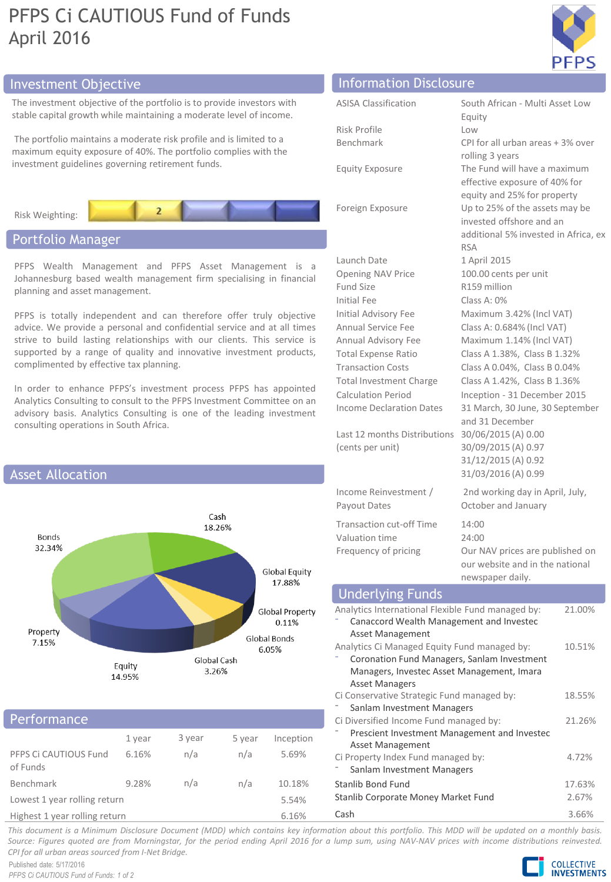# PFPS Ci CAUTIOUS Fund of Funds
## April 2016

## Investment Objective

The investment objective of the portfolio is to provide investors with stable capital growth while maintaining a moderate level of income.

The portfolio maintains a moderate risk profile and is limited to a maximum equity exposure of 40%. The portfolio complies with the investment guidelines governing retirement funds.

Risk Weighting: 2

## Portfolio Manager

PFPS Wealth Management and PFPS Asset Management is a Johannesburg based wealth management firm specialising in financial planning and asset management.

PFPS is totally independent and can therefore offer truly objective advice. We provide a personal and confidential service and at all times strive to build lasting relationships with our clients. This service is supported by a range of quality and innovative investment products, complimented by effective tax planning.

In order to enhance PFPS's investment process PFPS has appointed Analytics Consulting to consult to the PFPS Investment Committee on an advisory basis. Analytics Consulting is one of the leading investment consulting operations in South Africa.

## Asset Allocation

| Asset Class | Allocation |
|---|---|
| Cash | 18.26% |
| Global Equity | 17.88% |
| Global Property | 0.11% |
| Global Bonds | 6.05% |
| Global Cash | 3.26% |
| Equity | 14.95% |
| Property | 7.15% |
| Bonds | 32.34% |

## Performance

| | 1 year | 3 year | 5 year | Inception |
|---|---|---|---|---|
| PFPS Ci CAUTIOUS Fund of Funds | 6.16% | n/a | n/a | 5.69% |
| Benchmark | 9.28% | n/a | n/a | 10.18% |
| Lowest 1 year rolling return | | | | 5.54% |
| Highest 1 year rolling return | | | | 6.16% |

## Information Disclosure

| | |
|---|---|
| ASISA Classification | South African - Multi Asset Low Equity |
| Risk Profile | Low |
| Benchmark | CPI for all urban areas + 3% over rolling 3 years |
| Equity Exposure | The Fund will have a maximum effective exposure of 40% for equity and 25% for property |
| Foreign Exposure | Up to 25% of the assets may be invested offshore and an additional 5% invested in Africa, ex RSA |
| Launch Date | 1 April 2015 |
| Opening NAV Price | 100.00 cents per unit |
| Fund Size | R159 million |
| Initial Fee | Class A: 0% |
| Initial Advisory Fee | Maximum 3.42% (Incl VAT) |
| Annual Service Fee | Class A: 0.684% (Incl VAT) |
| Annual Advisory Fee | Maximum 1.14% (Incl VAT) |
| Total Expense Ratio | Class A 1.38%, Class B 1.32% |
| Transaction Costs | Class A 0.04%, Class B 0.04% |
| Total Investment Charge | Class A 1.42%, Class B 1.36% |
| Calculation Period | Inception - 31 December 2015 |
| Income Declaration Dates | 31 March, 30 June, 30 September and 31 December |
| Last 12 months Distributions (cents per unit) | 30/06/2015 (A) 0.00<br>30/09/2015 (A) 0.97<br>31/12/2015 (A) 0.92<br>31/03/2016 (A) 0.99 |
| Income Reinvestment / Payout Dates | 2nd working day in April, July, October and January |
| Transaction cut-off Time | 14:00 |
| Valuation time | 24:00 |
| Frequency of pricing | Our NAV prices are published on our website and in the national newspaper daily. |

## Underlying Funds

| Fund | Weight |
|---|---|
| Analytics International Flexible Fund managed by:<br>- Canaccord Wealth Management and Investec Asset Management | 21.00% |
| Analytics Ci Managed Equity Fund managed by:<br>- Coronation Fund Managers, Sanlam Investment Managers, Investec Asset Management, Imara Asset Managers | 10.51% |
| Ci Conservative Strategic Fund managed by:<br>- Sanlam Investment Managers | 18.55% |
| Ci Diversified Income Fund managed by:<br>- Prescient Investment Management and Investec Asset Management | 21.26% |
| Ci Property Index Fund managed by:<br>- Sanlam Investment Managers | 4.72% |
| Stanlib Bond Fund | 17.63% |
| Stanlib Corporate Money Market Fund | 2.67% |
| Cash | 3.66% |

*This document is a Minimum Disclosure Document (MDD) which contains key information about this portfolio. This MDD will be updated on a monthly basis. Source: Figures quoted are from Morningstar, for the period ending April 2016 for a lump sum, using NAV-NAV prices with income distributions reinvested. CPI for all urban areas sourced from I-Net Bridge.*

Published date: 5/17/2016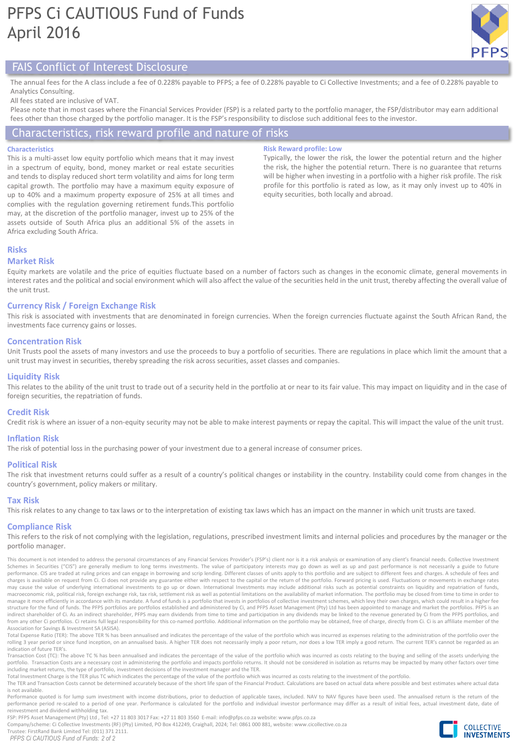# PFPS Ci CAUTIOUS Fund of Funds
# April 2016

## FAIS Conflict of Interest Disclosure

The annual fees for the A class include a fee of 0.228% payable to PFPS; a fee of 0.228% payable to Ci Collective Investments; and a fee of 0.228% payable to Analytics Consulting.

All fees stated are inclusive of VAT.

Please note that in most cases where the Financial Services Provider (FSP) is a related party to the portfolio manager, the FSP/distributor may earn additional fees other than those charged by the portfolio manager. It is the FSP's responsibility to disclose such additional fees to the investor.

## Characteristics, risk reward profile and nature of risks

### Characteristics

This is a multi-asset low equity portfolio which means that it may invest in a spectrum of equity, bond, money market or real estate securities and tends to display reduced short term volatility and aims for long term capital growth. The portfolio may have a maximum equity exposure of up to 40% and a maximum property exposure of 25% at all times and complies with the regulation governing retirement funds.This portfolio may, at the discretion of the portfolio manager, invest up to 25% of the assets outside of South Africa plus an additional 5% of the assets in Africa excluding South Africa.

### Risk Reward profile: Low

Typically, the lower the risk, the lower the potential return and the higher the risk, the higher the potential return. There is no guarantee that returns will be higher when investing in a portfolio with a higher risk profile. The risk profile for this portfolio is rated as low, as it may only invest up to 40% in equity securities, both locally and abroad.

### Risks

### Market Risk

Equity markets are volatile and the price of equities fluctuate based on a number of factors such as changes in the economic climate, general movements in interest rates and the political and social environment which will also affect the value of the securities held in the unit trust, thereby affecting the overall value of the unit trust.

### Currency Risk / Foreign Exchange Risk

This risk is associated with investments that are denominated in foreign currencies. When the foreign currencies fluctuate against the South African Rand, the investments face currency gains or losses.

### Concentration Risk

Unit Trusts pool the assets of many investors and use the proceeds to buy a portfolio of securities. There are regulations in place which limit the amount that a unit trust may invest in securities, thereby spreading the risk across securities, asset classes and companies.

### Liquidity Risk

This relates to the ability of the unit trust to trade out of a security held in the portfolio at or near to its fair value. This may impact on liquidity and in the case of foreign securities, the repatriation of funds.

### Credit Risk

Credit risk is where an issuer of a non-equity security may not be able to make interest payments or repay the capital. This will impact the value of the unit trust.

### Inflation Risk

The risk of potential loss in the purchasing power of your investment due to a general increase of consumer prices.

### Political Risk

The risk that investment returns could suffer as a result of a country's political changes or instability in the country. Instability could come from changes in the country's government, policy makers or military.

### Tax Risk

This risk relates to any change to tax laws or to the interpretation of existing tax laws which has an impact on the manner in which unit trusts are taxed.

### Compliance Risk

This refers to the risk of not complying with the legislation, regulations, prescribed investment limits and internal policies and procedures by the manager or the portfolio manager.

This document is not intended to address the personal circumstances of any Financial Services Provider's (FSP's) client nor is it a risk analysis or examination of any client's financial needs. Collective Investment Schemes in Securities ("CIS") are generally medium to long terms investments. The value of participatory interests may go down as well as up and past performance is not necessarily a guide to future performance. CIS are traded at ruling prices and can engage in borrowing and scrip lending. Different classes of units apply to this portfolio and are subject to different fees and charges. A schedule of fees and charges is available on request from Ci. Ci does not provide any guarantee either with respect to the capital or the return of the portfolio. Forward pricing is used. Fluctuations or movements in exchange rates may cause the value of underlying international investments to go up or down. International Investments may include additional risks such as potential constraints on liquidity and repatriation of funds, macroeconomic risk, political risk, foreign exchange risk, tax risk, settlement risk as well as potential limitations on the availability of market information. The portfolio may be closed from time to time in order to manage it more efficiently in accordance with its mandate. A fund of funds is a portfolio that invests in portfolios of collective investment schemes, which levy their own charges, which could result in a higher fee structure for the fund of funds. The PFPS portfolios are portfolios established and administered by Ci, and PFPS Asset Management (Pty) Ltd has been appointed to manage and market the portfolios. PFPS is an indirect shareholder of Ci. As an indirect shareholder, PFPS may earn dividends from time to time and participation in any dividends may be linked to the revenue generated by Ci from the PFPS portfolios, and from any other Ci portfolios. Ci retains full legal responsibility for this co-named portfolio. Additional information on the portfolio may be obtained, free of charge, directly from Ci. Ci is an affiliate member of the Association for Savings & Investment SA (ASISA).

Total Expense Ratio (TER): The above TER % has been annualised and indicates the percentage of the value of the portfolio which was incurred as expenses relating to the administration of the portfolio over the rolling 3 year period or since fund inception, on an annualised basis. A higher TER does not necessarily imply a poor return, nor does a low TER imply a good return. The current TER's cannot be regarded as an indication of future TER's.

Transaction Cost (TC): The above TC % has been annualised and indicates the percentage of the value of the portfolio which was incurred as costs relating to the buying and selling of the assets underlying the portfolio. Transaction Costs are a necessary cost in administering the portfolio and impacts portfolio returns. It should not be considered in isolation as returns may be impacted by many other factors over time including market returns, the type of portfolio, investment decisions of the investment manager and the TER.

Total Investment Charge is the TER plus TC which indicates the percentage of the value of the portfolio which was incurred as costs relating to the investment of the portfolio.

The TER and Transaction Costs cannot be determined accurately because of the short life span of the Financial Product. Calculations are based on actual data where possible and best estimates where actual data is not available.

Performance quoted is for lump sum investment with income distributions, prior to deduction of applicable taxes, included. NAV to NAV figures have been used. The annualised return is the return of the performance period re-scaled to a period of one year. Performance is calculated for the portfolio and individual investor performance may differ as a result of initial fees, actual investment date, date of reinvestment and dividend withholding tax.

FSP: PFPS Asset Management (Pty) Ltd , Tel: +27 11 803 3017 Fax: +27 11 803 3560 E-mail: info@pfps.co.za website: www.pfps.co.za

Company/scheme: Ci Collective Investments (RF) (Pty) Limited, PO Box 412249, Craighall, 2024; Tel: 0861 000 881, website: www.cicollective.co.za

Trustee: FirstRand Bank Limited Tel: (011) 371 2111.